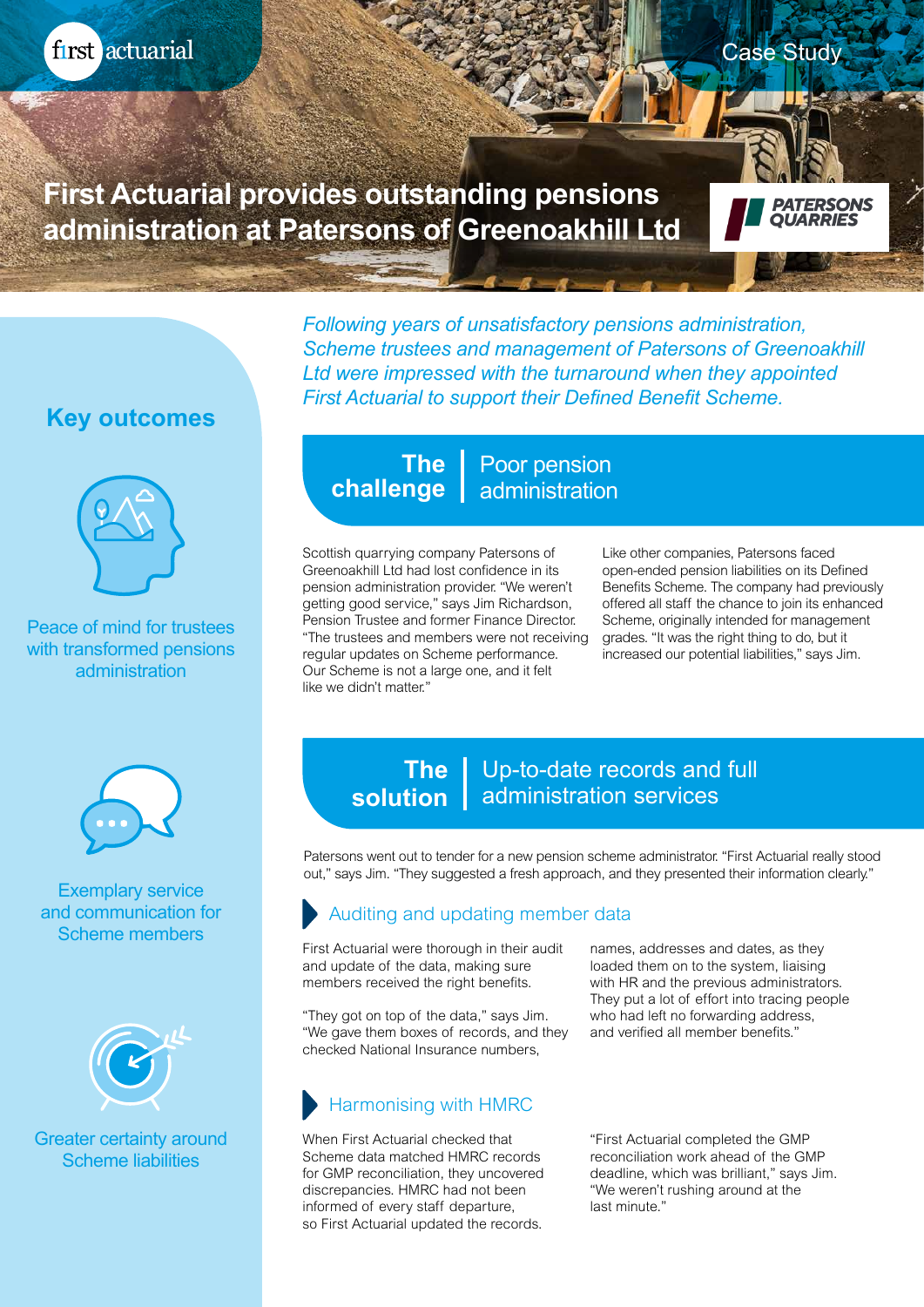first actuarial

Case Study

# First Actuarial provides outstanding pensions administration at Patersons of Greenoakhill Ltd

PATERSONS QUARRIES

*Following years of unsatisfactory pensions administration, Scheme trustees and management of Patersons of Greenoakhill Ltd were impressed with the turnaround when they appointed First Actuarial to support their Defined Benefit Scheme.*

## The challenge | Poor pension administration

Scottish quarrying company Patersons of Greenoakhill Ltd had lost confidence in its pension administration provider. "We weren't getting good service," says Jim Richardson, Pension Trustee and former Finance Director. "The trustees and members were not receiving regular updates on Scheme performance. Our Scheme is not a large one, and it felt like we didn't matter."

Like other companies, Patersons faced open-ended pension liabilities on its Defined Benefits Scheme. The company had previously offered all staff the chance to join its enhanced Scheme, originally intended for management grades. "It was the right thing to do, but it increased our potential liabilities," says Jim.

## The solution | Up-to-date records and full administration services

Patersons went out to tender for a new pension scheme administrator. "First Actuarial really stood out," says Jim. "They suggested a fresh approach, and they presented their information clearly."

### Auditing and updating member data

First Actuarial were thorough in their audit and update of the data, making sure members received the right benefits.

"They got on top of the data," says Jim. "We gave them boxes of records, and they checked National Insurance numbers, names, addresses and dates, as they loaded them on to the system, liaising with HR and the previous administrators. They put a lot of effort into tracing people who had left no forwarding address, and verified all member benefits."

### Harmonising with HMRC

When First Actuarial checked that Scheme data matched HMRC records for GMP reconciliation, they uncovered discrepancies. HMRC had not been informed of every staff departure, so First Actuarial updated the records.

"First Actuarial completed the GMP reconciliation work ahead of the GMP deadline, which was brilliant," says Jim. "We weren't rushing around at the last minute."

## Key outcomes

Peace of mind for trustees with transformed pensions administration

Exemplary service and communication for Scheme members

Greater certainty around Scheme liabilities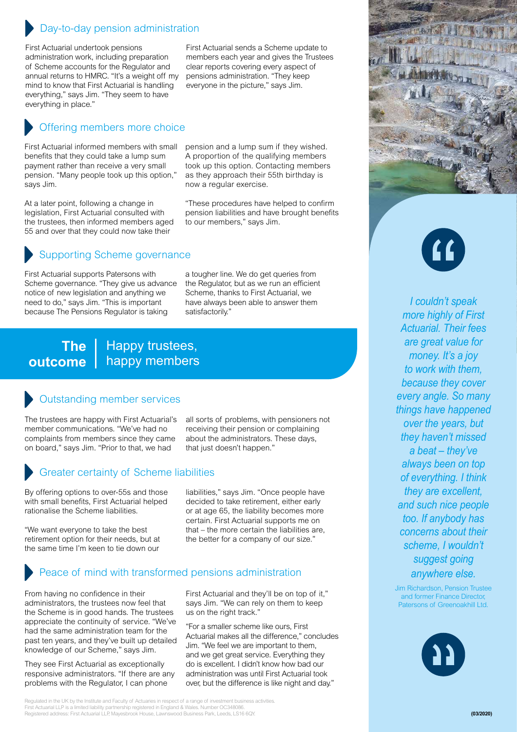## Day-to-day pension administration

First Actuarial undertook pensions administration work, including preparation of Scheme accounts for the Regulator and annual returns to HMRC. "It's a weight off my mind to know that First Actuarial is handling everything," says Jim. "They seem to have everything in place."

First Actuarial sends a Scheme update to members each year and gives the Trustees clear reports covering every aspect of pensions administration. "They keep everyone in the picture," says Jim.

## Offering members more choice

First Actuarial informed members with small benefits that they could take a lump sum payment rather than receive a very small pension. "Many people took up this option," says Jim.

At a later point, following a change in legislation, First Actuarial consulted with the trustees, then informed members aged 55 and over that they could now take their pension and a lump sum if they wished. A proportion of the qualifying members took up this option. Contacting members as they approach their 55th birthday is now a regular exercise.

"These procedures have helped to confirm pension liabilities and have brought benefits to our members," says Jim.

## Supporting Scheme governance

First Actuarial supports Patersons with Scheme governance. "They give us advance notice of new legislation and anything we need to do," says Jim. "This is important because The Pensions Regulator is taking a tougher line. We do get queries from the Regulator, but as we run an efficient Scheme, thanks to First Actuarial, we have always been able to answer them satisfactorily."

# The outcome | Happy trustees, happy members

## Outstanding member services

The trustees are happy with First Actuarial's member communications. "We've had no complaints from members since they came on board," says Jim. "Prior to that, we had all sorts of problems, with pensioners not receiving their pension or complaining about the administrators. These days, that just doesn't happen."

## Greater certainty of Scheme liabilities

By offering options to over-55s and those with small benefits, First Actuarial helped rationalise the Scheme liabilities.

"We want everyone to take the best retirement option for their needs, but at the same time I'm keen to tie down our liabilities," says Jim. "Once people have decided to take retirement, either early or at age 65, the liability becomes more certain. First Actuarial supports me on that – the more certain the liabilities are, the better for a company of our size."

## Peace of mind with transformed pensions administration

From having no confidence in their administrators, the trustees now feel that the Scheme is in good hands. The trustees appreciate the continuity of service. "We've had the same administration team for the past ten years, and they've built up detailed knowledge of our Scheme," says Jim.

They see First Actuarial as exceptionally responsive administrators. "If there are any problems with the Regulator, I can phone First Actuarial and they'll be on top of it," says Jim. "We can rely on them to keep us on the right track."

"For a smaller scheme like ours, First Actuarial makes all the difference," concludes Jim. "We feel we are important to them, and we get great service. Everything they do is excellent. I didn't know how bad our administration was until First Actuarial took over, but the difference is like night and day."

*I couldn't speak more highly of First Actuarial. Their fees are great value for money. It's a joy to work with them, because they cover every angle. So many things have happened over the years, but they haven't missed a beat – they've always been on top of everything. I think they are excellent, and such nice people too. If anybody has concerns about their scheme, I wouldn't suggest going anywhere else.*

Jim Richardson, Pension Trustee and former Finance Director, Patersons of Greenoakhill Ltd.

Regulated in the UK by the Institute and Faculty of Actuaries in respect of a range of investment business activities.
First Actuarial LLP is a limited liability partnership registered in England & Wales. Number OC348086.
Registered address: First Actuarial LLP, Mayesbrook House, Lawnswood Business Park, Leeds, LS16 6QY.

**(03/2020)**